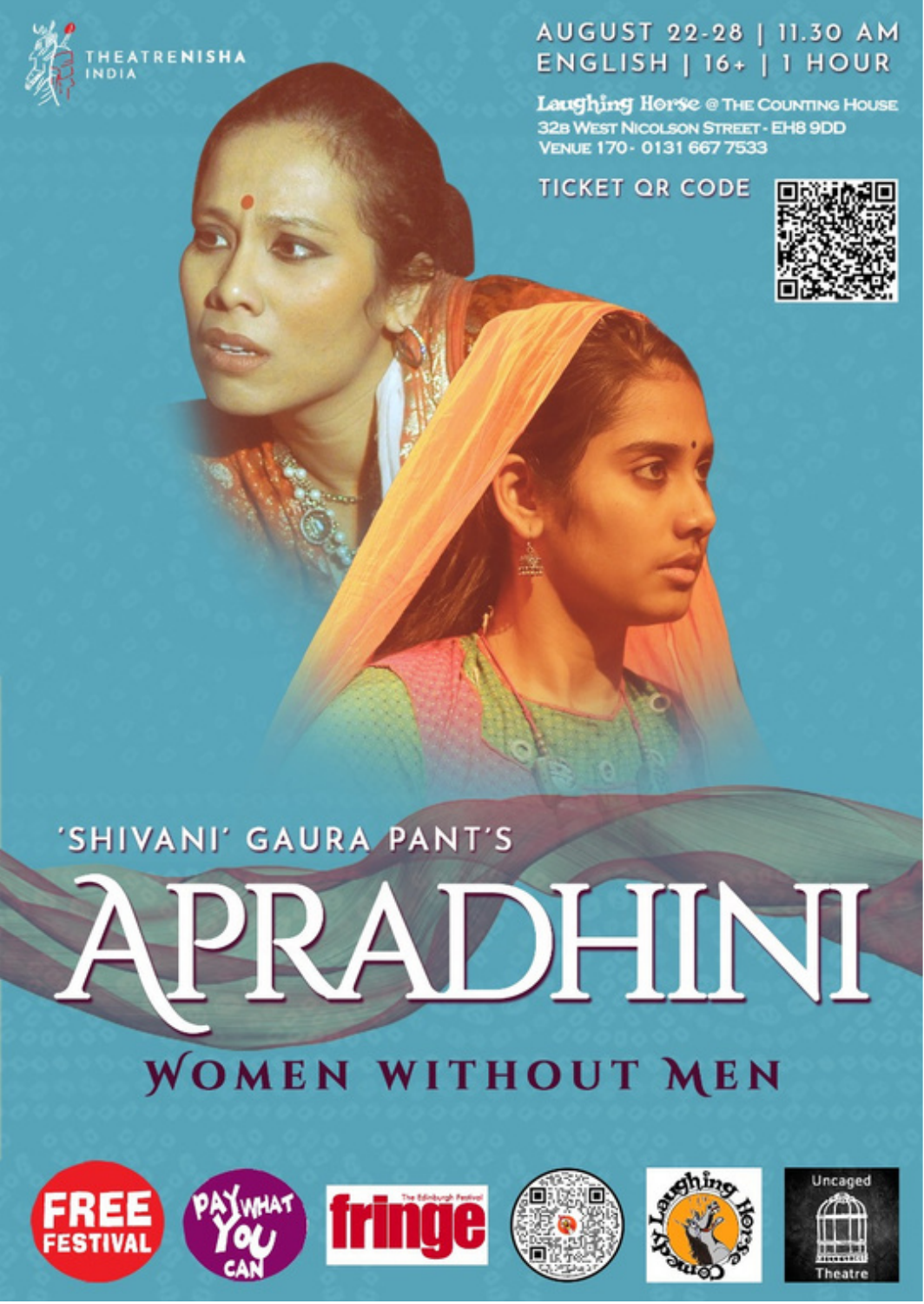THEATRENISHA INDIA

AUGUST 22-28 | 11.30 AM
ENGLISH | 16+ | 1 HOUR

Laughing Horse @ The Counting House
32B West Nicolson Street - EH8 9DD
Venue 170 - 0131 667 7533

TICKET QR CODE

'SHIVANI' GAURA PANT'S

# APRADHINI

## WOMEN WITHOUT MEN

FREE FESTIVAL | PAY WHAT YOU CAN | The Edinburgh Festival fringe | Laughing Horse Comedy | Uncaged Theatre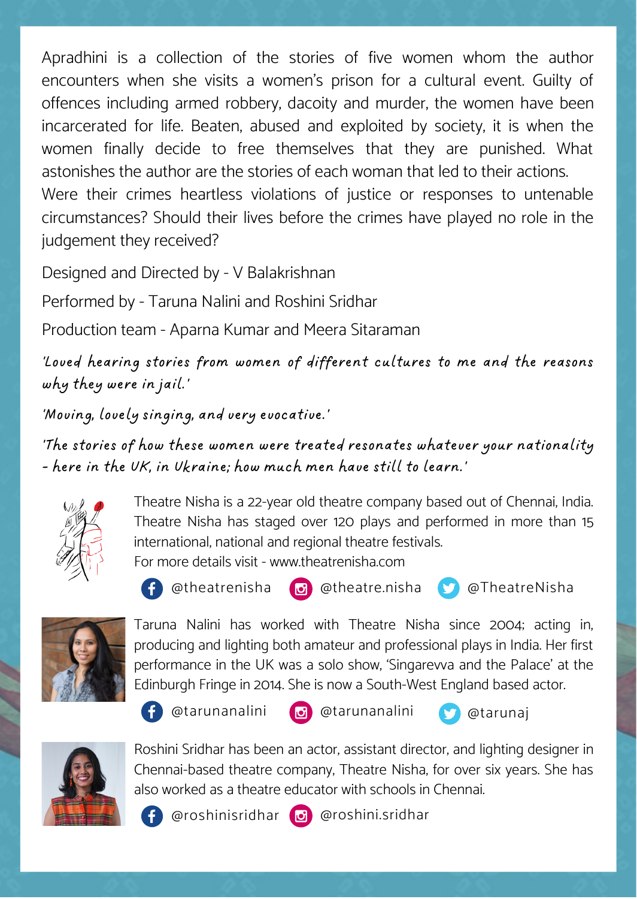Apradhini is a collection of the stories of five women whom the author encounters when she visits a women's prison for a cultural event. Guilty of offences including armed robbery, dacoity and murder, the women have been incarcerated for life. Beaten, abused and exploited by society, it is when the women finally decide to free themselves that they are punished. What astonishes the author are the stories of each woman that led to their actions. Were their crimes heartless violations of justice or responses to untenable circumstances? Should their lives before the crimes have played no role in the judgement they received?

Designed and Directed by - V Balakrishnan

Performed by - Taruna Nalini and Roshini Sridhar

Production team - Aparna Kumar and Meera Sitaraman

*'Loved hearing stories from women of different cultures to me and the reasons why they were in jail.'*

*'Moving, lovely singing, and very evocative.'*

*'The stories of how these women were treated resonates whatever your nationality - here in the UK, in Ukraine; how much men have still to learn.'*

Theatre Nisha is a 22-year old theatre company based out of Chennai, India. Theatre Nisha has staged over 120 plays and performed in more than 15 international, national and regional theatre festivals.
For more details visit - www.theatrenisha.com

@theatrenisha @theatre.nisha @TheatreNisha

Taruna Nalini has worked with Theatre Nisha since 2004; acting in, producing and lighting both amateur and professional plays in India. Her first performance in the UK was a solo show, 'Singarevva and the Palace' at the Edinburgh Fringe in 2014. She is now a South-West England based actor.

@tarunanalini @tarunanalini @tarunaj

Roshini Sridhar has been an actor, assistant director, and lighting designer in Chennai-based theatre company, Theatre Nisha, for over six years. She has also worked as a theatre educator with schools in Chennai.

@roshinisridhar @roshini.sridhar